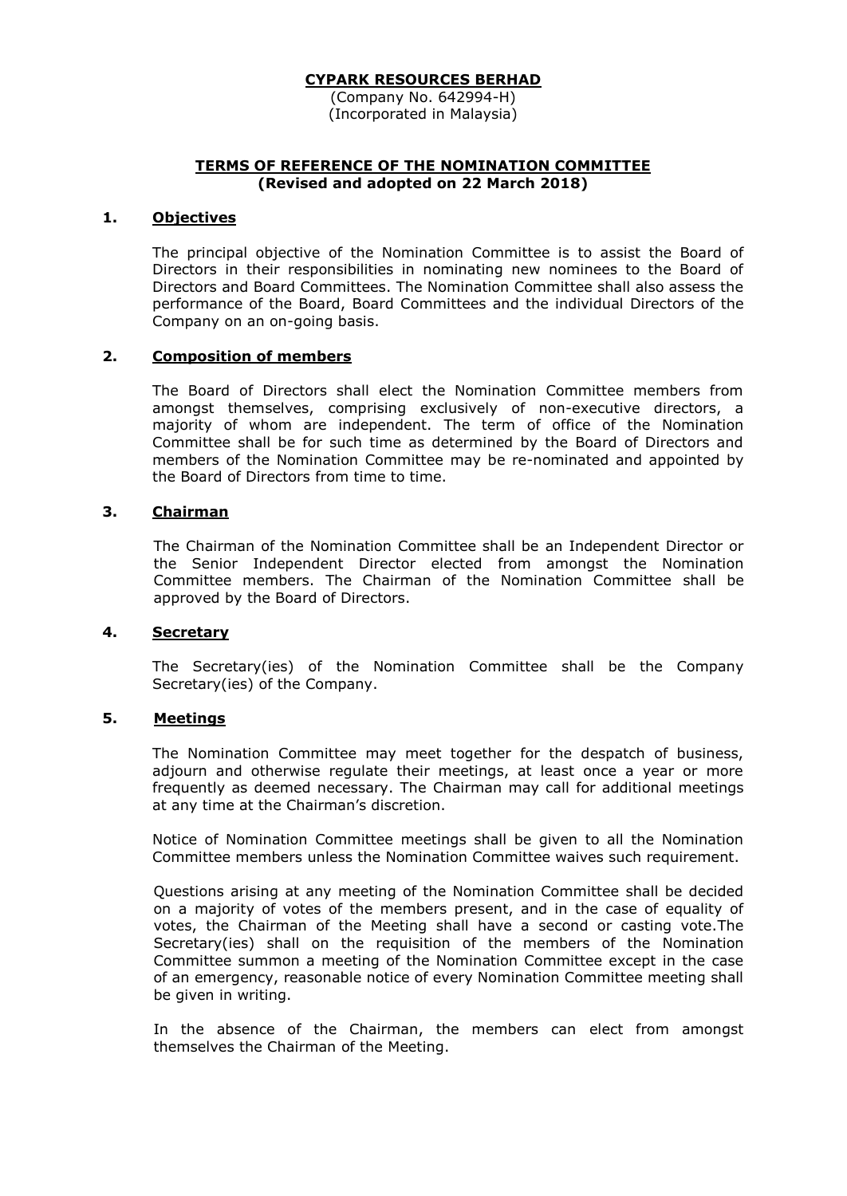**CYPARK RESOURCES BERHAD**

(Company No. 642994-H)
(Incorporated in Malaysia)

**TERMS OF REFERENCE OF THE NOMINATION COMMITTEE**
**(Revised and adopted on 22 March 2018)**

## 1. Objectives

The principal objective of the Nomination Committee is to assist the Board of Directors in their responsibilities in nominating new nominees to the Board of Directors and Board Committees. The Nomination Committee shall also assess the performance of the Board, Board Committees and the individual Directors of the Company on an on-going basis.

## 2. Composition of members

The Board of Directors shall elect the Nomination Committee members from amongst themselves, comprising exclusively of non-executive directors, a majority of whom are independent. The term of office of the Nomination Committee shall be for such time as determined by the Board of Directors and members of the Nomination Committee may be re-nominated and appointed by the Board of Directors from time to time.

## 3. Chairman

The Chairman of the Nomination Committee shall be an Independent Director or the Senior Independent Director elected from amongst the Nomination Committee members. The Chairman of the Nomination Committee shall be approved by the Board of Directors.

## 4. Secretary

The Secretary(ies) of the Nomination Committee shall be the Company Secretary(ies) of the Company.

## 5. Meetings

The Nomination Committee may meet together for the despatch of business, adjourn and otherwise regulate their meetings, at least once a year or more frequently as deemed necessary. The Chairman may call for additional meetings at any time at the Chairman's discretion.

Notice of Nomination Committee meetings shall be given to all the Nomination Committee members unless the Nomination Committee waives such requirement.

Questions arising at any meeting of the Nomination Committee shall be decided on a majority of votes of the members present, and in the case of equality of votes, the Chairman of the Meeting shall have a second or casting vote.The Secretary(ies) shall on the requisition of the members of the Nomination Committee summon a meeting of the Nomination Committee except in the case of an emergency, reasonable notice of every Nomination Committee meeting shall be given in writing.

In the absence of the Chairman, the members can elect from amongst themselves the Chairman of the Meeting.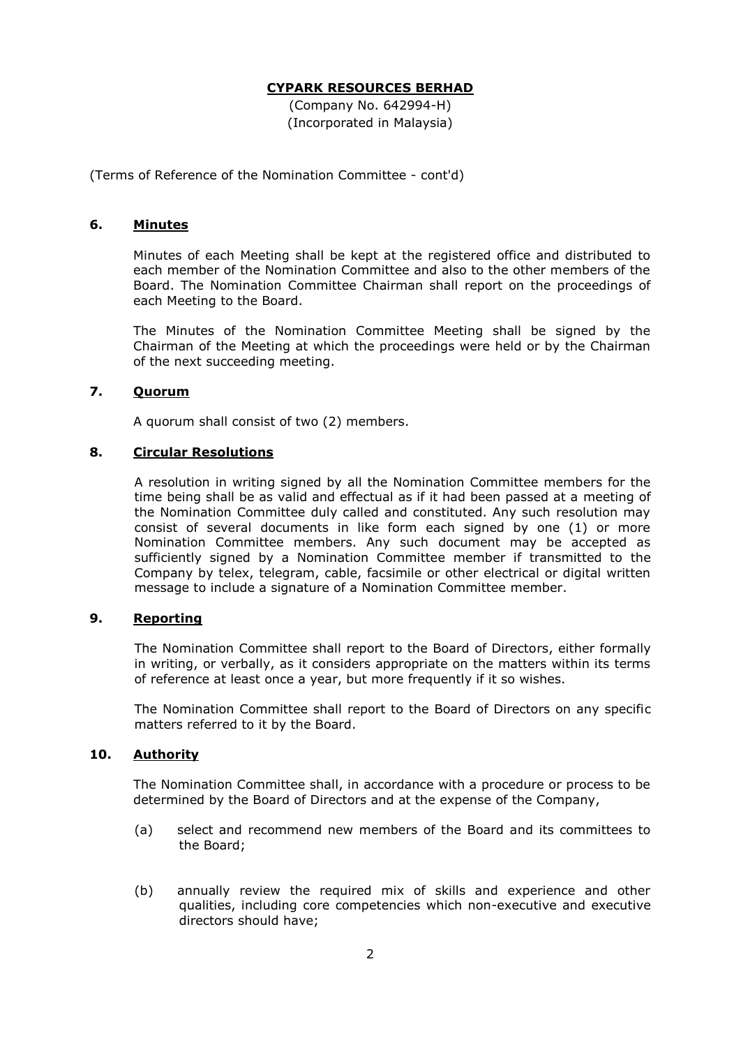**CYPARK RESOURCES BERHAD**

(Company No. 642994-H)
(Incorporated in Malaysia)

(Terms of Reference of the Nomination Committee - cont'd)

## 6. Minutes

Minutes of each Meeting shall be kept at the registered office and distributed to each member of the Nomination Committee and also to the other members of the Board. The Nomination Committee Chairman shall report on the proceedings of each Meeting to the Board.

The Minutes of the Nomination Committee Meeting shall be signed by the Chairman of the Meeting at which the proceedings were held or by the Chairman of the next succeeding meeting.

## 7. Quorum

A quorum shall consist of two (2) members.

## 8. Circular Resolutions

A resolution in writing signed by all the Nomination Committee members for the time being shall be as valid and effectual as if it had been passed at a meeting of the Nomination Committee duly called and constituted. Any such resolution may consist of several documents in like form each signed by one (1) or more Nomination Committee members. Any such document may be accepted as sufficiently signed by a Nomination Committee member if transmitted to the Company by telex, telegram, cable, facsimile or other electrical or digital written message to include a signature of a Nomination Committee member.

## 9. Reporting

The Nomination Committee shall report to the Board of Directors, either formally in writing, or verbally, as it considers appropriate on the matters within its terms of reference at least once a year, but more frequently if it so wishes.

The Nomination Committee shall report to the Board of Directors on any specific matters referred to it by the Board.

## 10. Authority

The Nomination Committee shall, in accordance with a procedure or process to be determined by the Board of Directors and at the expense of the Company,

(a) select and recommend new members of the Board and its committees to the Board;

(b) annually review the required mix of skills and experience and other qualities, including core competencies which non-executive and executive directors should have;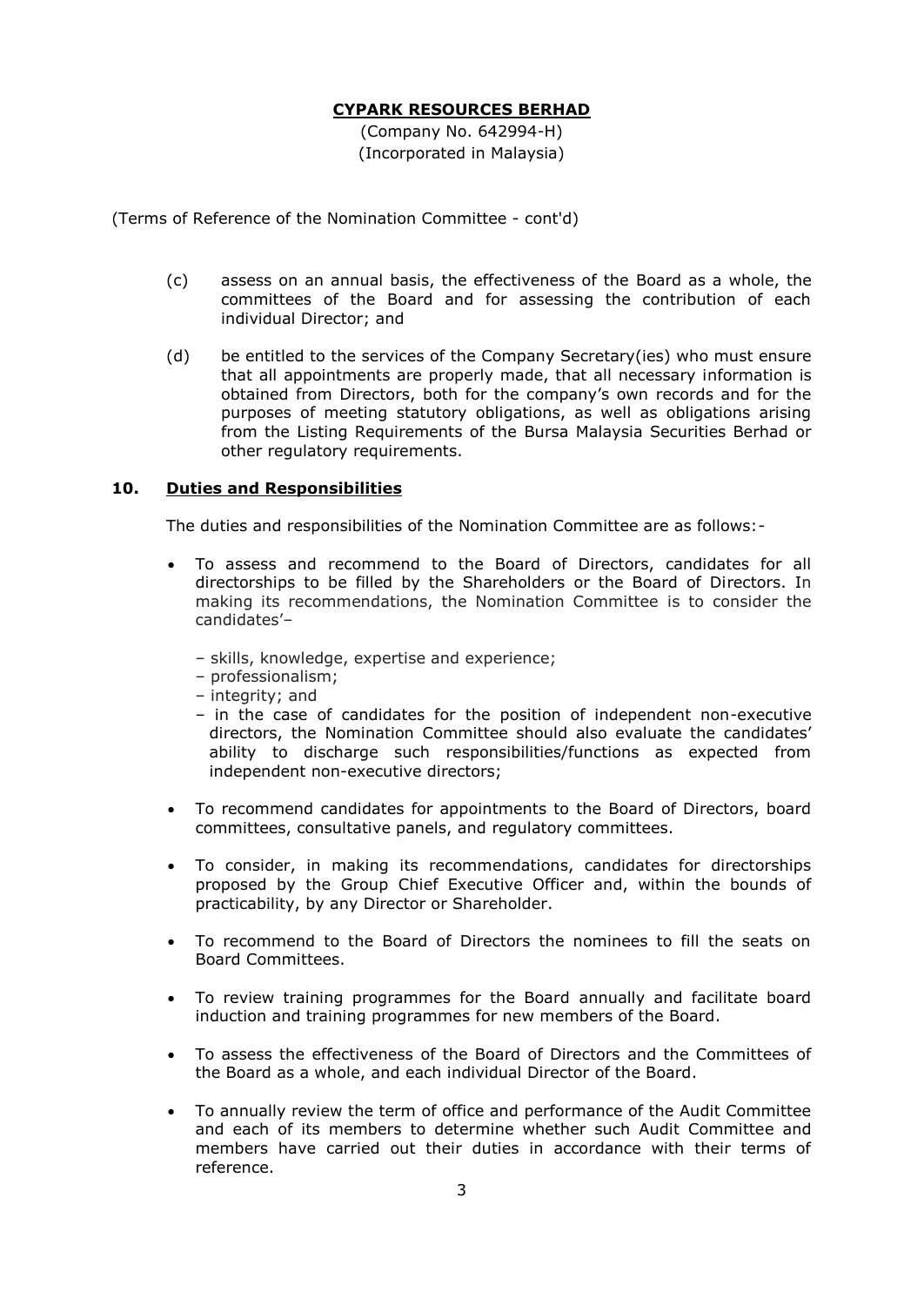**CYPARK RESOURCES BERHAD**

(Company No. 642994-H)
(Incorporated in Malaysia)

(Terms of Reference of the Nomination Committee - cont'd)

(c) assess on an annual basis, the effectiveness of the Board as a whole, the committees of the Board and for assessing the contribution of each individual Director; and

(d) be entitled to the services of the Company Secretary(ies) who must ensure that all appointments are properly made, that all necessary information is obtained from Directors, both for the company's own records and for the purposes of meeting statutory obligations, as well as obligations arising from the Listing Requirements of the Bursa Malaysia Securities Berhad or other regulatory requirements.

## 10. Duties and Responsibilities

The duties and responsibilities of the Nomination Committee are as follows:-

- To assess and recommend to the Board of Directors, candidates for all directorships to be filled by the Shareholders or the Board of Directors. In making its recommendations, the Nomination Committee is to consider the candidates'–
  - – skills, knowledge, expertise and experience;
  - – professionalism;
  - – integrity; and
  - – in the case of candidates for the position of independent non-executive directors, the Nomination Committee should also evaluate the candidates' ability to discharge such responsibilities/functions as expected from independent non-executive directors;
- To recommend candidates for appointments to the Board of Directors, board committees, consultative panels, and regulatory committees.
- To consider, in making its recommendations, candidates for directorships proposed by the Group Chief Executive Officer and, within the bounds of practicability, by any Director or Shareholder.
- To recommend to the Board of Directors the nominees to fill the seats on Board Committees.
- To review training programmes for the Board annually and facilitate board induction and training programmes for new members of the Board.
- To assess the effectiveness of the Board of Directors and the Committees of the Board as a whole, and each individual Director of the Board.
- To annually review the term of office and performance of the Audit Committee and each of its members to determine whether such Audit Committee and members have carried out their duties in accordance with their terms of reference.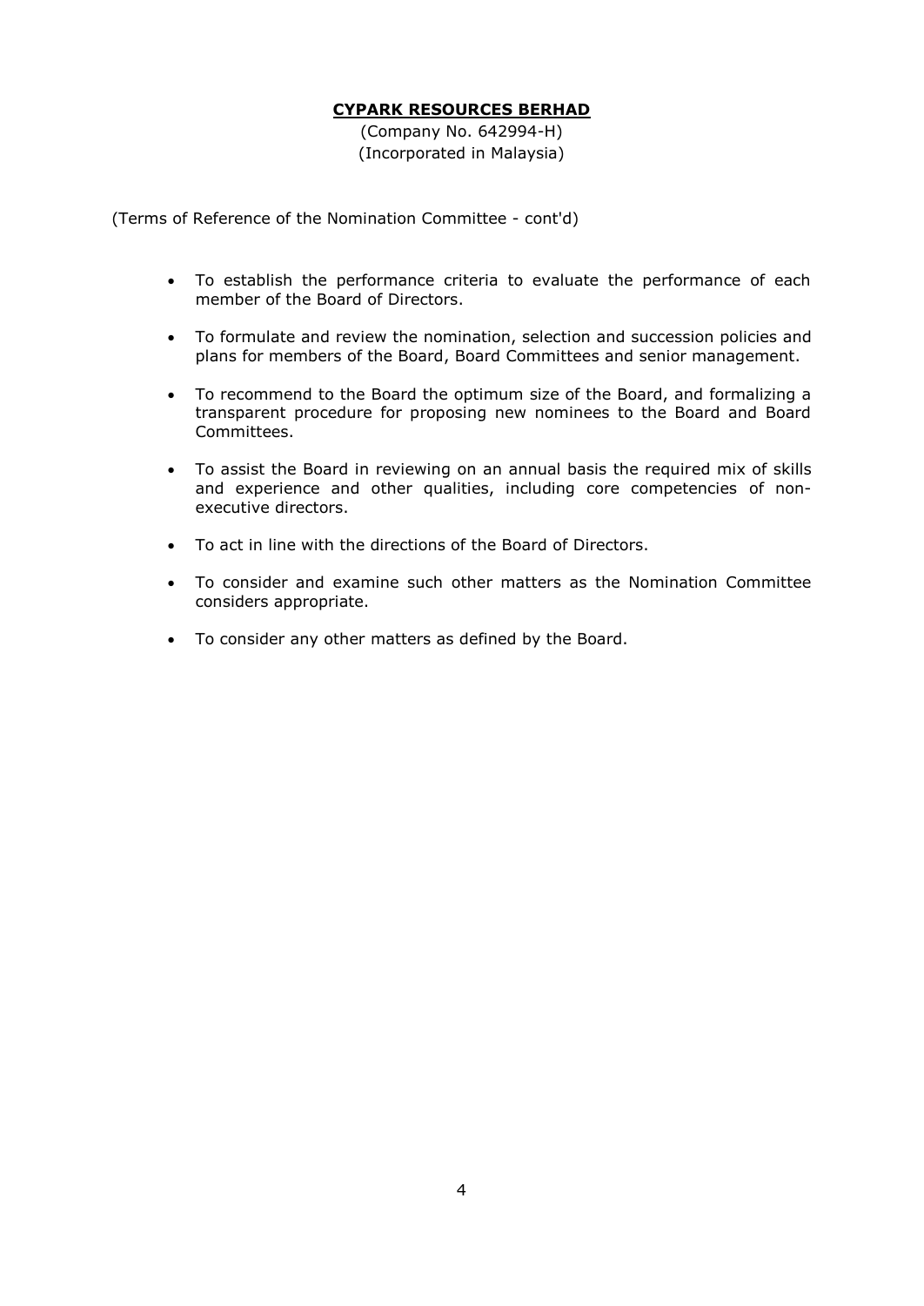**CYPARK RESOURCES BERHAD**

(Company No. 642994-H)
(Incorporated in Malaysia)

(Terms of Reference of the Nomination Committee - cont'd)

- To establish the performance criteria to evaluate the performance of each member of the Board of Directors.
- To formulate and review the nomination, selection and succession policies and plans for members of the Board, Board Committees and senior management.
- To recommend to the Board the optimum size of the Board, and formalizing a transparent procedure for proposing new nominees to the Board and Board Committees.
- To assist the Board in reviewing on an annual basis the required mix of skills and experience and other qualities, including core competencies of non-executive directors.
- To act in line with the directions of the Board of Directors.
- To consider and examine such other matters as the Nomination Committee considers appropriate.
- To consider any other matters as defined by the Board.